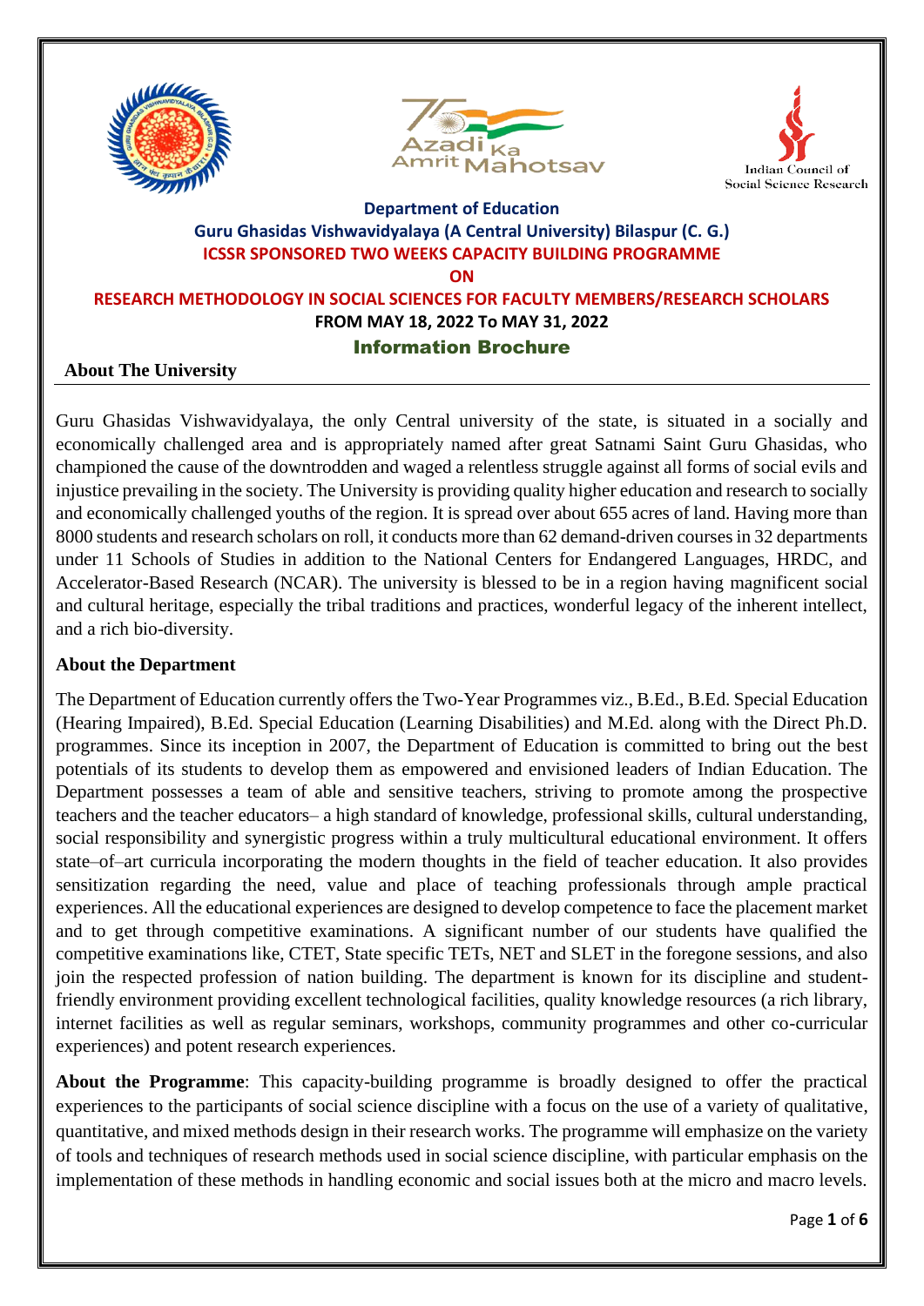**Department of Education**

**Guru Ghasidas Vishwavidyalaya (A Central University) Bilaspur (C. G.)**

**ICSSR SPONSORED TWO WEEKS CAPACITY BUILDING PROGRAMME**

**ON**

**RESEARCH METHODOLOGY IN SOCIAL SCIENCES FOR FACULTY MEMBERS/RESEARCH SCHOLARS**

**FROM MAY 18, 2022 To MAY 31, 2022**

## Information Brochure

### About The University

Guru Ghasidas Vishwavidyalaya, the only Central university of the state, is situated in a socially and economically challenged area and is appropriately named after great Satnami Saint Guru Ghasidas, who championed the cause of the downtrodden and waged a relentless struggle against all forms of social evils and injustice prevailing in the society. The University is providing quality higher education and research to socially and economically challenged youths of the region. It is spread over about 655 acres of land. Having more than 8000 students and research scholars on roll, it conducts more than 62 demand-driven courses in 32 departments under 11 Schools of Studies in addition to the National Centers for Endangered Languages, HRDC, and Accelerator-Based Research (NCAR). The university is blessed to be in a region having magnificent social and cultural heritage, especially the tribal traditions and practices, wonderful legacy of the inherent intellect, and a rich bio-diversity.

### About the Department

The Department of Education currently offers the Two-Year Programmes viz., B.Ed., B.Ed. Special Education (Hearing Impaired), B.Ed. Special Education (Learning Disabilities) and M.Ed. along with the Direct Ph.D. programmes. Since its inception in 2007, the Department of Education is committed to bring out the best potentials of its students to develop them as empowered and envisioned leaders of Indian Education. The Department possesses a team of able and sensitive teachers, striving to promote among the prospective teachers and the teacher educators– a high standard of knowledge, professional skills, cultural understanding, social responsibility and synergistic progress within a truly multicultural educational environment. It offers state–of–art curricula incorporating the modern thoughts in the field of teacher education. It also provides sensitization regarding the need, value and place of teaching professionals through ample practical experiences. All the educational experiences are designed to develop competence to face the placement market and to get through competitive examinations. A significant number of our students have qualified the competitive examinations like, CTET, State specific TETs, NET and SLET in the foregone sessions, and also join the respected profession of nation building. The department is known for its discipline and student-friendly environment providing excellent technological facilities, quality knowledge resources (a rich library, internet facilities as well as regular seminars, workshops, community programmes and other co-curricular experiences) and potent research experiences.

**About the Programme**: This capacity-building programme is broadly designed to offer the practical experiences to the participants of social science discipline with a focus on the use of a variety of qualitative, quantitative, and mixed methods design in their research works. The programme will emphasize on the variety of tools and techniques of research methods used in social science discipline, with particular emphasis on the implementation of these methods in handling economic and social issues both at the micro and macro levels.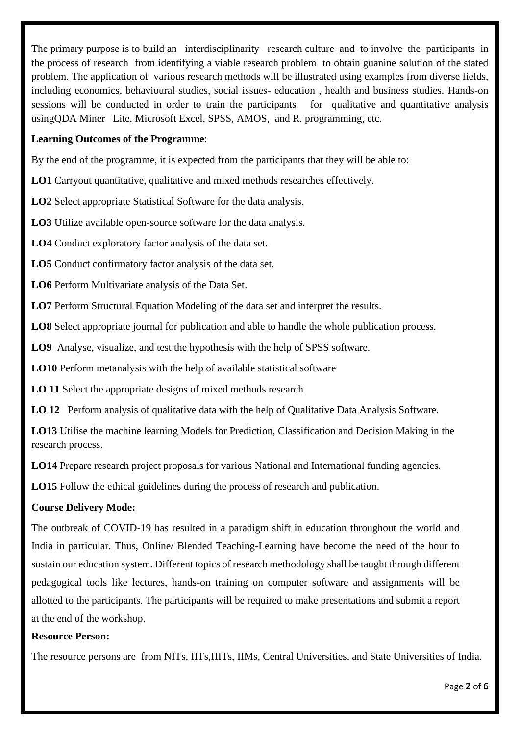The primary purpose is to build an interdisciplinarity research culture and to involve the participants in the process of research from identifying a viable research problem to obtain guanine solution of the stated problem. The application of various research methods will be illustrated using examples from diverse fields, including economics, behavioural studies, social issues- education , health and business studies. Hands-on sessions will be conducted in order to train the participants for qualitative and quantitative analysis usingQDA Miner Lite, Microsoft Excel, SPSS, AMOS, and R. programming, etc.

**Learning Outcomes of the Programme**:

By the end of the programme, it is expected from the participants that they will be able to:

**LO1** Carryout quantitative, qualitative and mixed methods researches effectively.

**LO2** Select appropriate Statistical Software for the data analysis.

**LO3** Utilize available open-source software for the data analysis.

**LO4** Conduct exploratory factor analysis of the data set.

**LO5** Conduct confirmatory factor analysis of the data set.

**LO6** Perform Multivariate analysis of the Data Set.

**LO7** Perform Structural Equation Modeling of the data set and interpret the results.

**LO8** Select appropriate journal for publication and able to handle the whole publication process.

**LO9** Analyse, visualize, and test the hypothesis with the help of SPSS software.

**LO10** Perform metanalysis with the help of available statistical software

**LO 11** Select the appropriate designs of mixed methods research

**LO 12** Perform analysis of qualitative data with the help of Qualitative Data Analysis Software.

**LO13** Utilise the machine learning Models for Prediction, Classification and Decision Making in the research process.

**LO14** Prepare research project proposals for various National and International funding agencies.

**LO15** Follow the ethical guidelines during the process of research and publication.

**Course Delivery Mode:**

The outbreak of COVID-19 has resulted in a paradigm shift in education throughout the world and India in particular. Thus, Online/ Blended Teaching-Learning have become the need of the hour to sustain our education system. Different topics of research methodology shall be taught through different pedagogical tools like lectures, hands-on training on computer software and assignments will be allotted to the participants. The participants will be required to make presentations and submit a report at the end of the workshop.

**Resource Person:**

The resource persons are from NITs, IITs,IIITs, IIMs, Central Universities, and State Universities of India.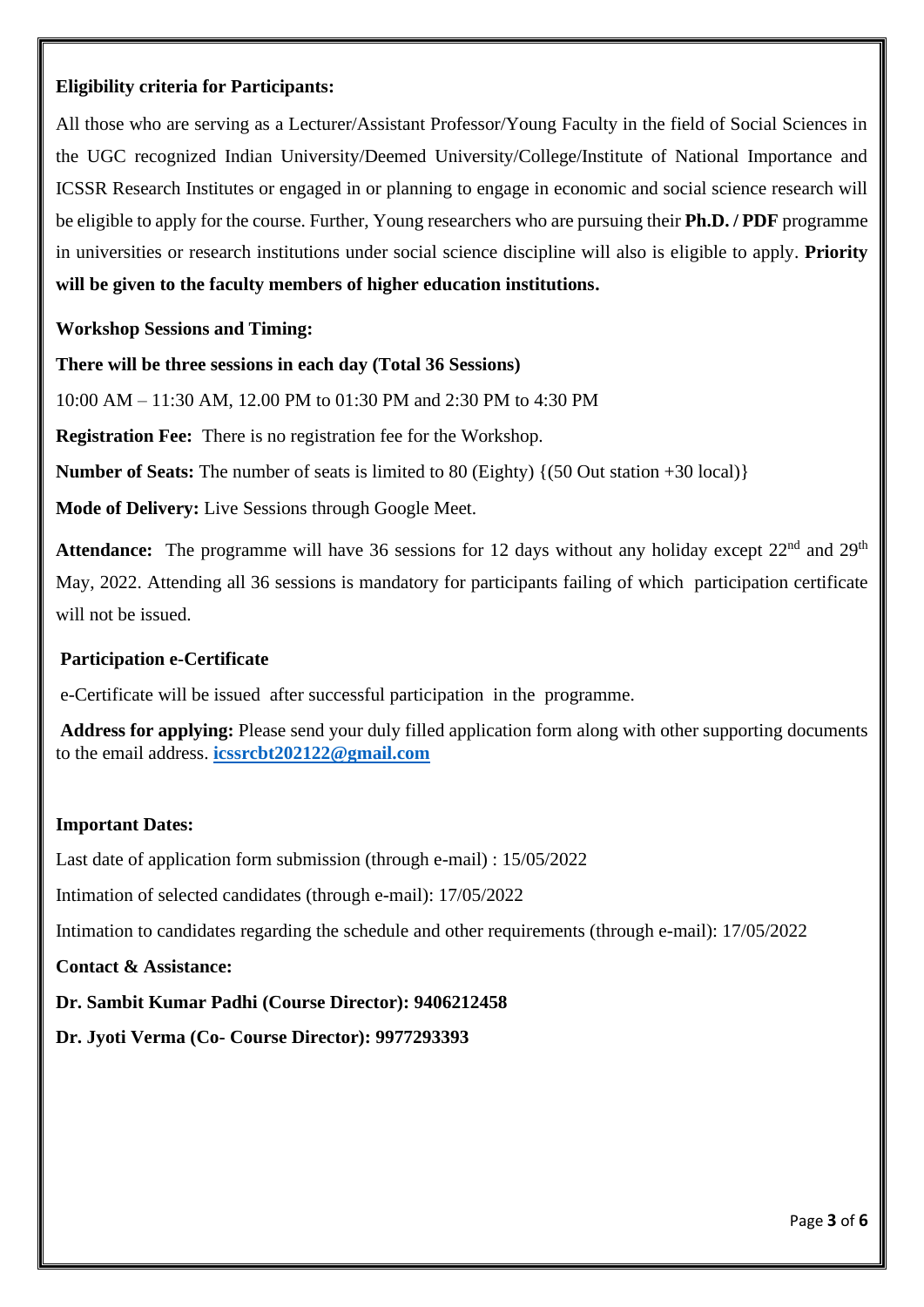**Eligibility criteria for Participants:**

All those who are serving as a Lecturer/Assistant Professor/Young Faculty in the field of Social Sciences in the UGC recognized Indian University/Deemed University/College/Institute of National Importance and ICSSR Research Institutes or engaged in or planning to engage in economic and social science research will be eligible to apply for the course. Further, Young researchers who are pursuing their **Ph.D. / PDF** programme in universities or research institutions under social science discipline will also is eligible to apply. **Priority will be given to the faculty members of higher education institutions.**

**Workshop Sessions and Timing:**

**There will be three sessions in each day (Total 36 Sessions)**

10:00 AM – 11:30 AM, 12.00 PM to 01:30 PM and 2:30 PM to 4:30 PM

**Registration Fee:** There is no registration fee for the Workshop.

**Number of Seats:** The number of seats is limited to 80 (Eighty) {(50 Out station +30 local)}

**Mode of Delivery:** Live Sessions through Google Meet.

**Attendance:** The programme will have 36 sessions for 12 days without any holiday except 22nd and 29th May, 2022. Attending all 36 sessions is mandatory for participants failing of which participation certificate will not be issued.

**Participation e-Certificate**

e-Certificate will be issued after successful participation in the programme.

**Address for applying:** Please send your duly filled application form along with other supporting documents to the email address. **icssrcbt202122@gmail.com**

**Important Dates:**

Last date of application form submission (through e-mail) : 15/05/2022

Intimation of selected candidates (through e-mail): 17/05/2022

Intimation to candidates regarding the schedule and other requirements (through e-mail): 17/05/2022

**Contact & Assistance:**

**Dr. Sambit Kumar Padhi (Course Director): 9406212458**

**Dr. Jyoti Verma (Co- Course Director): 9977293393**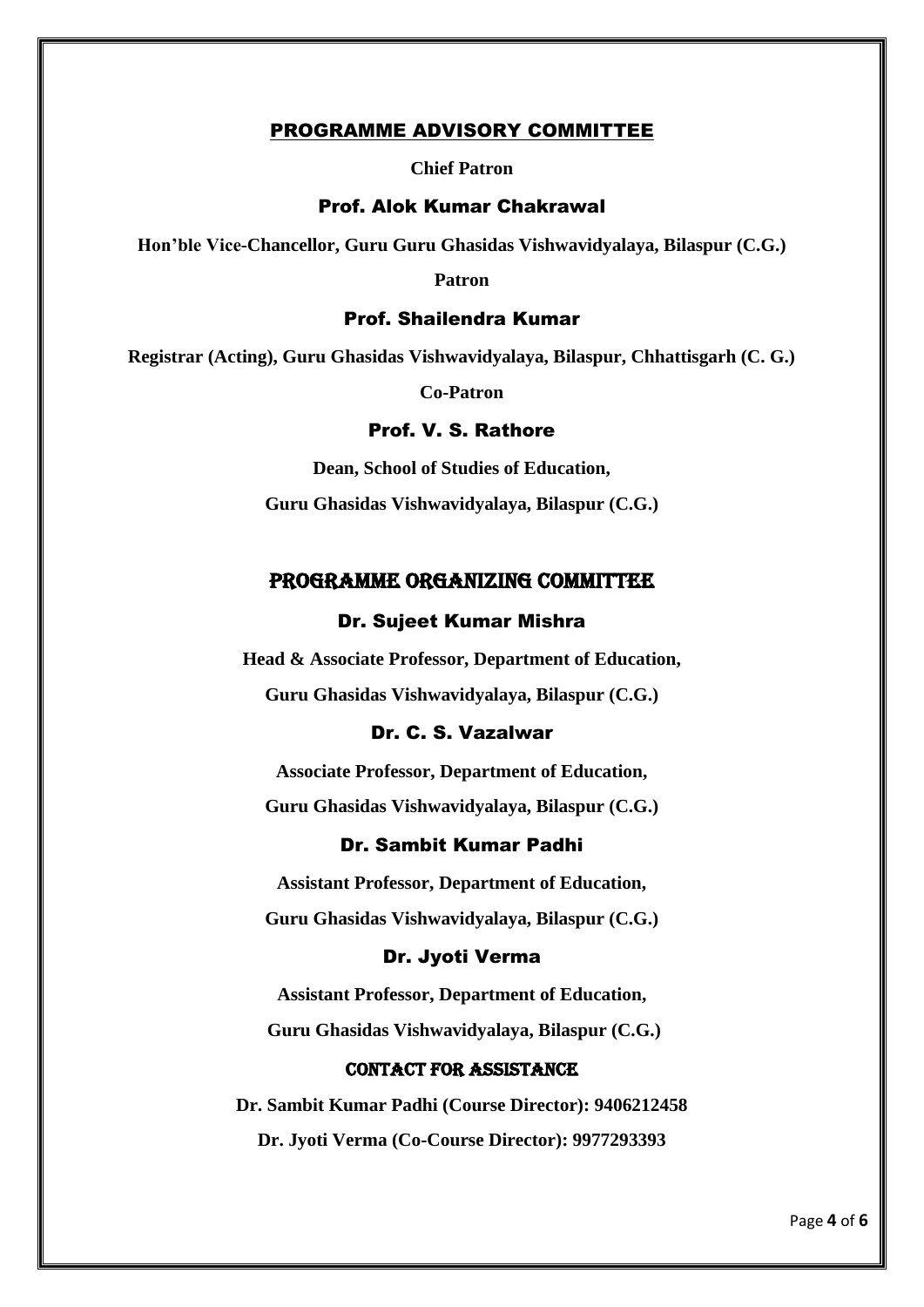## PROGRAMME ADVISORY COMMITTEE

**Chief Patron**

### Prof. Alok Kumar Chakrawal

**Hon'ble Vice-Chancellor, Guru Guru Ghasidas Vishwavidyalaya, Bilaspur (C.G.)**

**Patron**

### Prof. Shailendra Kumar

**Registrar (Acting), Guru Ghasidas Vishwavidyalaya, Bilaspur, Chhattisgarh (C. G.)**

**Co-Patron**

### Prof. V. S. Rathore

**Dean, School of Studies of Education,**

**Guru Ghasidas Vishwavidyalaya, Bilaspur (C.G.)**

## PROGRAMME ORGANIZING COMMITTEE

### Dr. Sujeet Kumar Mishra

**Head & Associate Professor, Department of Education,**

**Guru Ghasidas Vishwavidyalaya, Bilaspur (C.G.)**

### Dr. C. S. Vazalwar

**Associate Professor, Department of Education,**

**Guru Ghasidas Vishwavidyalaya, Bilaspur (C.G.)**

### Dr. Sambit Kumar Padhi

**Assistant Professor, Department of Education,**

**Guru Ghasidas Vishwavidyalaya, Bilaspur (C.G.)**

### Dr. Jyoti Verma

**Assistant Professor, Department of Education,**

**Guru Ghasidas Vishwavidyalaya, Bilaspur (C.G.)**

## CONTACT FOR ASSISTANCE

**Dr. Sambit Kumar Padhi (Course Director): 9406212458**

**Dr. Jyoti Verma (Co-Course Director): 9977293393**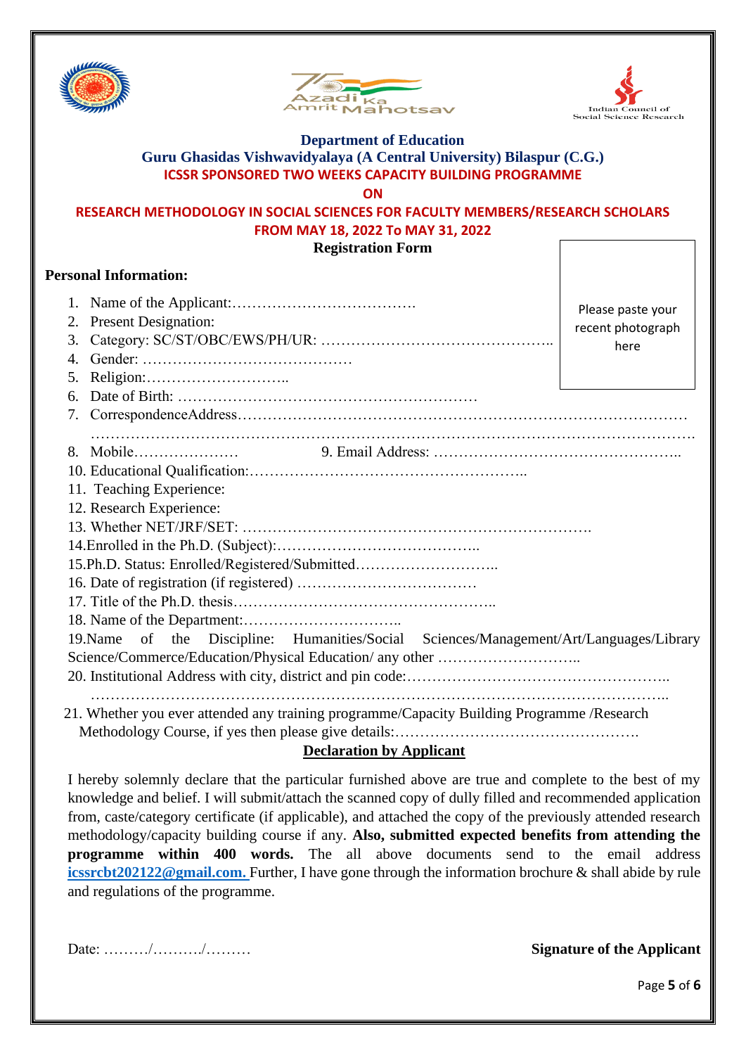**Department of Education**

**Guru Ghasidas Vishwavidyalaya (A Central University) Bilaspur (C.G.)**

**ICSSR SPONSORED TWO WEEKS CAPACITY BUILDING PROGRAMME**

**ON**

**RESEARCH METHODOLOGY IN SOCIAL SCIENCES FOR FACULTY MEMBERS/RESEARCH SCHOLARS**

**FROM MAY 18, 2022 To MAY 31, 2022**

**Registration Form**

Please paste your recent photograph here

**Personal Information:**

1. Name of the Applicant:……………………………….
2. Present Designation:
3. Category: SC/ST/OBC/EWS/PH/UR: ………………………………………..
4. Gender: ……………………………………
5. Religion:………………………..
6. Date of Birth: ……………………………………………………
7. CorrespondenceAddress…………………………………………………………………………… ………………………………………………………………………………………………………….
8. Mobile………………… 9. Email Address: …………………………………………..
10. Educational Qualification:………………………………………………..
11. Teaching Experience:
12. Research Experience:
13. Whether NET/JRF/SET: …………………………………………………………….
14. Enrolled in the Ph.D. (Subject):…………………………………..
15. Ph.D. Status: Enrolled/Registered/Submitted………………………..
16. Date of registration (if registered) ………………………………
17. Title of the Ph.D. thesis……………………………………………..
18. Name of the Department:…………………………..
19. Name of the Discipline: Humanities/Social Sciences/Management/Art/Languages/Library Science/Commerce/Education/Physical Education/ any other ………………………..
20. Institutional Address with city, district and pin code:…………………………………………….. ……………………………………………………………………………………………………..
21. Whether you ever attended any training programme/Capacity Building Programme /Research Methodology Course, if yes then please give details:………………………………………….

**Declaration by Applicant**

I hereby solemnly declare that the particular furnished above are true and complete to the best of my knowledge and belief. I will submit/attach the scanned copy of dully filled and recommended application from, caste/category certificate (if applicable), and attached the copy of the previously attended research methodology/capacity building course if any. **Also, submitted expected benefits from attending the programme within 400 words.** The all above documents send to the email address **icssrcbt202122@gmail.com.** Further, I have gone through the information brochure & shall abide by rule and regulations of the programme.

Date: ………/………./……… **Signature of the Applicant**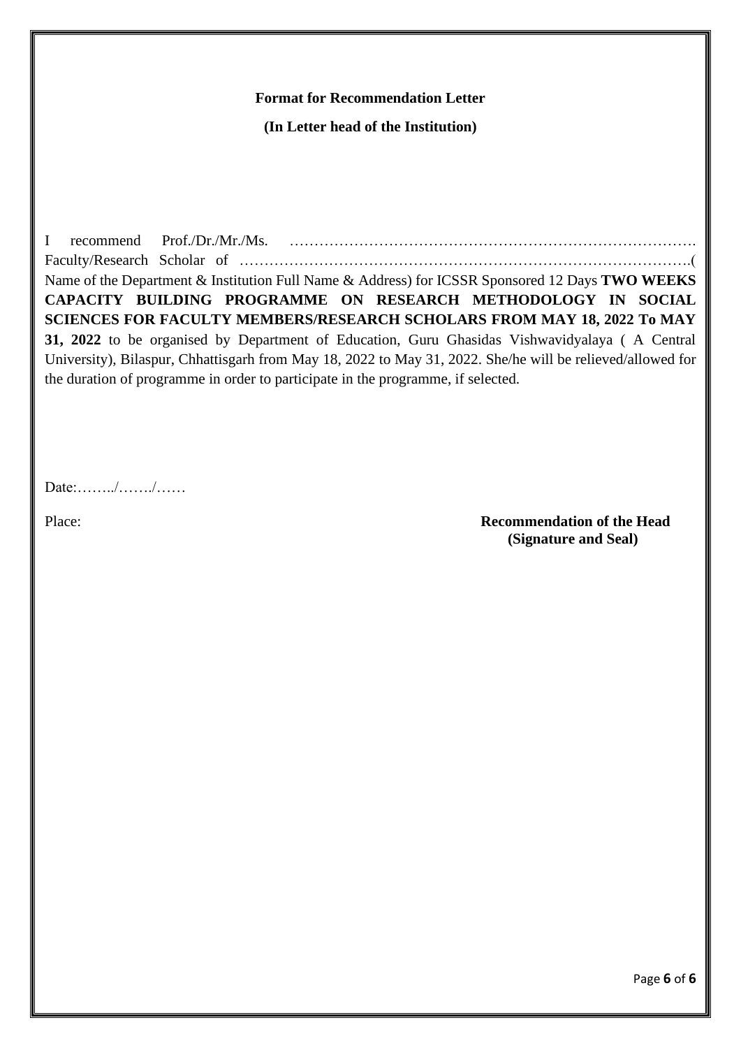**Format for Recommendation Letter**

**(In Letter head of the Institution)**

I recommend Prof./Dr./Mr./Ms. …………………………………………………………………………. Faculty/Research Scholar of ………………………………………………………………………………( Name of the Department & Institution Full Name & Address) for ICSSR Sponsored 12 Days **TWO WEEKS CAPACITY BUILDING PROGRAMME ON RESEARCH METHODOLOGY IN SOCIAL SCIENCES FOR FACULTY MEMBERS/RESEARCH SCHOLARS FROM MAY 18, 2022 To MAY 31, 2022** to be organised by Department of Education, Guru Ghasidas Vishwavidyalaya ( A Central University), Bilaspur, Chhattisgarh from May 18, 2022 to May 31, 2022. She/he will be relieved/allowed for the duration of programme in order to participate in the programme, if selected.

Date:……../……./……

Place:

**Recommendation of the Head**
**(Signature and Seal)**